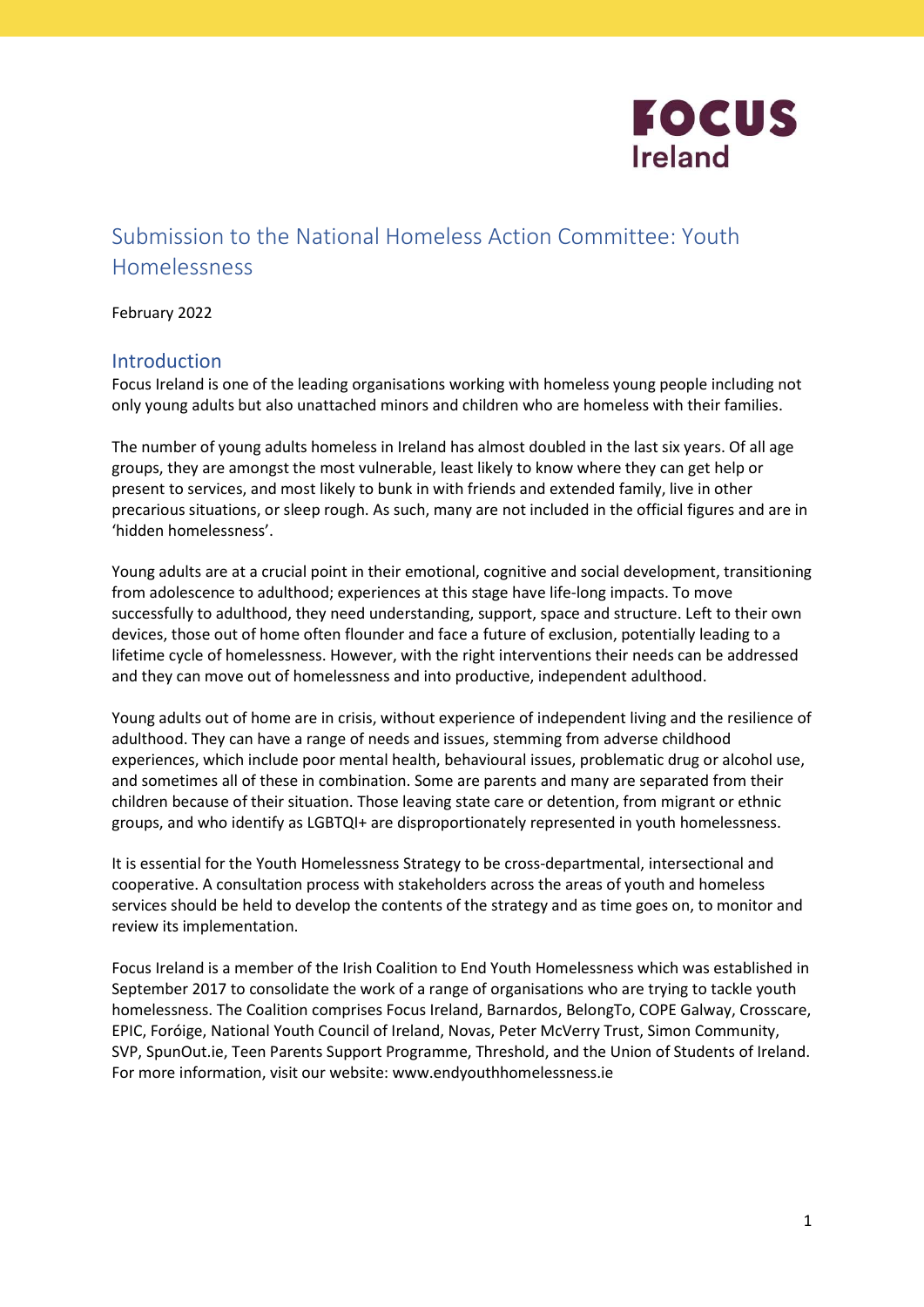FOCUS Ireland

# Submission to the National Homeless Action Committee: Youth Homelessness

February 2022

## Introduction

Focus Ireland is one of the leading organisations working with homeless young people including not only young adults but also unattached minors and children who are homeless with their families.

The number of young adults homeless in Ireland has almost doubled in the last six years. Of all age groups, they are amongst the most vulnerable, least likely to know where they can get help or present to services, and most likely to bunk in with friends and extended family, live in other precarious situations, or sleep rough. As such, many are not included in the official figures and are in 'hidden homelessness'.

Young adults are at a crucial point in their emotional, cognitive and social development, transitioning from adolescence to adulthood; experiences at this stage have life-long impacts. To move successfully to adulthood, they need understanding, support, space and structure. Left to their own devices, those out of home often flounder and face a future of exclusion, potentially leading to a lifetime cycle of homelessness. However, with the right interventions their needs can be addressed and they can move out of homelessness and into productive, independent adulthood.

Young adults out of home are in crisis, without experience of independent living and the resilience of adulthood. They can have a range of needs and issues, stemming from adverse childhood experiences, which include poor mental health, behavioural issues, problematic drug or alcohol use, and sometimes all of these in combination. Some are parents and many are separated from their children because of their situation. Those leaving state care or detention, from migrant or ethnic groups, and who identify as LGBTQI+ are disproportionately represented in youth homelessness.

It is essential for the Youth Homelessness Strategy to be cross-departmental, intersectional and cooperative. A consultation process with stakeholders across the areas of youth and homeless services should be held to develop the contents of the strategy and as time goes on, to monitor and review its implementation.

Focus Ireland is a member of the Irish Coalition to End Youth Homelessness which was established in September 2017 to consolidate the work of a range of organisations who are trying to tackle youth homelessness. The Coalition comprises Focus Ireland, Barnardos, BelongTo, COPE Galway, Crosscare, EPIC, Foróige, National Youth Council of Ireland, Novas, Peter McVerry Trust, Simon Community, SVP, SpunOut.ie, Teen Parents Support Programme, Threshold, and the Union of Students of Ireland. For more information, visit our website: www.endyouthhomelessness.ie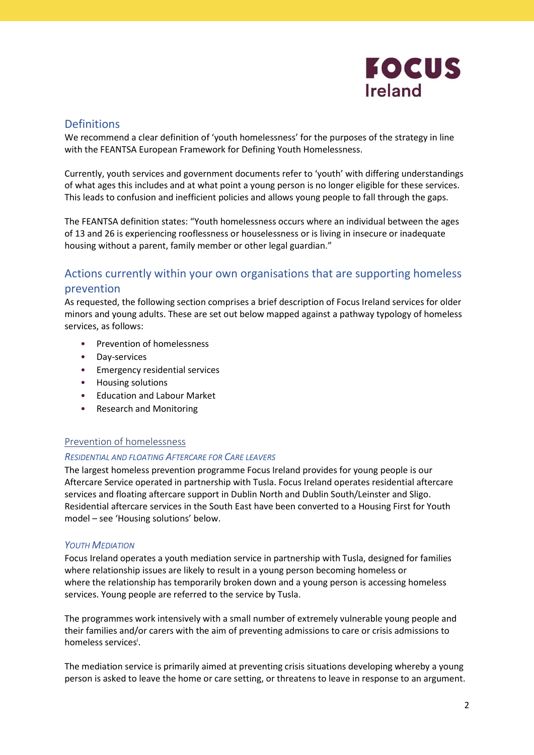## Definitions

We recommend a clear definition of 'youth homelessness' for the purposes of the strategy in line with the FEANTSA European Framework for Defining Youth Homelessness.

Currently, youth services and government documents refer to 'youth' with differing understandings of what ages this includes and at what point a young person is no longer eligible for these services. This leads to confusion and inefficient policies and allows young people to fall through the gaps.

The FEANTSA definition states: "Youth homelessness occurs where an individual between the ages of 13 and 26 is experiencing rooflessness or houselessness or is living in insecure or inadequate housing without a parent, family member or other legal guardian."

## Actions currently within your own organisations that are supporting homeless prevention

As requested, the following section comprises a brief description of Focus Ireland services for older minors and young adults. These are set out below mapped against a pathway typology of homeless services, as follows:

- Prevention of homelessness
- Day-services
- Emergency residential services
- Housing solutions
- Education and Labour Market
- Research and Monitoring

### Prevention of homelessness

#### *Residential and Floating Aftercare for Care Leavers*

The largest homeless prevention programme Focus Ireland provides for young people is our Aftercare Service operated in partnership with Tusla. Focus Ireland operates residential aftercare services and floating aftercare support in Dublin North and Dublin South/Leinster and Sligo. Residential aftercare services in the South East have been converted to a Housing First for Youth model – see 'Housing solutions' below.

#### *Youth Mediation*

Focus Ireland operates a youth mediation service in partnership with Tusla, designed for families where relationship issues are likely to result in a young person becoming homeless or where the relationship has temporarily broken down and a young person is accessing homeless services. Young people are referred to the service by Tusla.

The programmes work intensively with a small number of extremely vulnerable young people and their families and/or carers with the aim of preventing admissions to care or crisis admissions to homeless services[i].

The mediation service is primarily aimed at preventing crisis situations developing whereby a young person is asked to leave the home or care setting, or threatens to leave in response to an argument.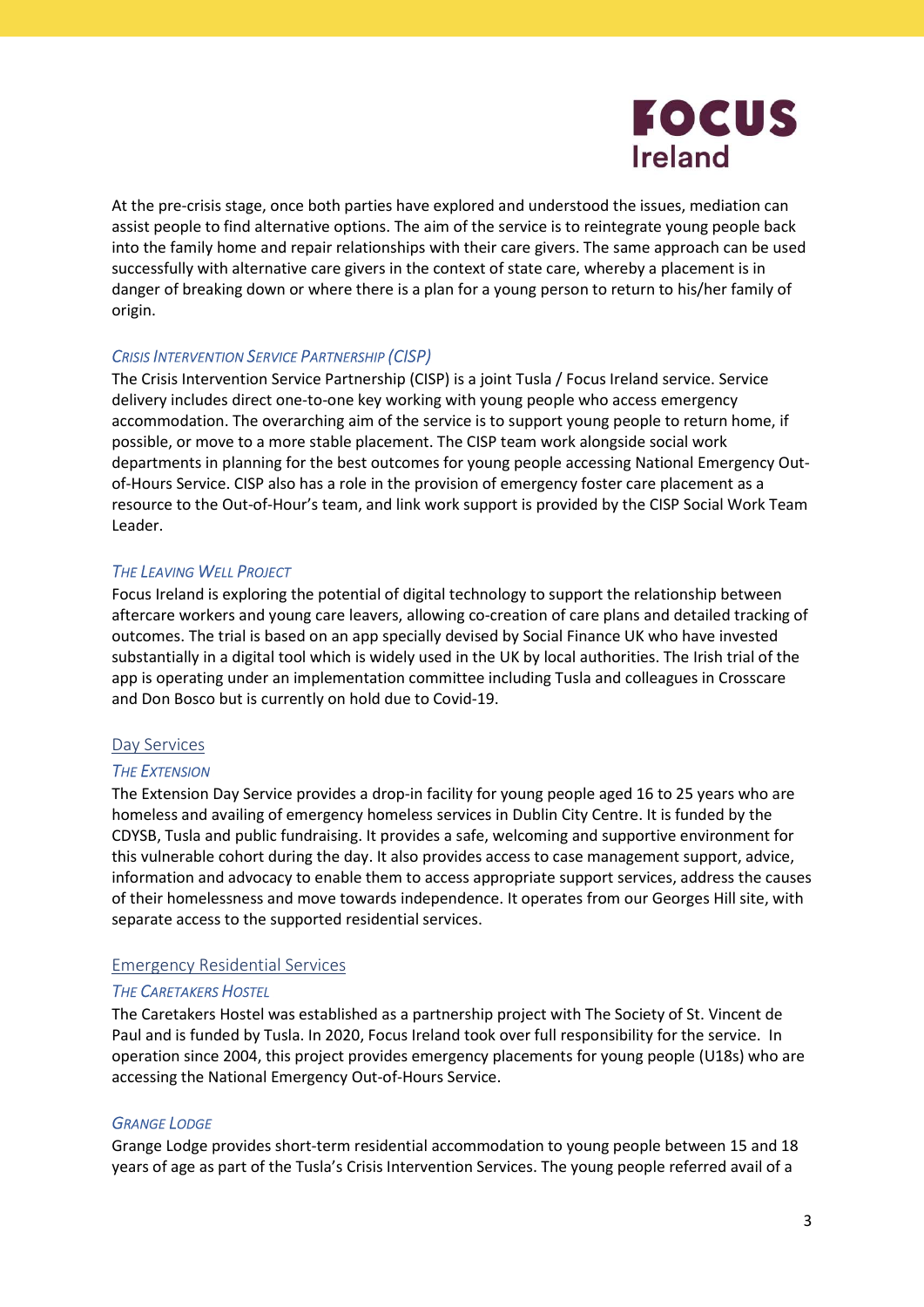At the pre-crisis stage, once both parties have explored and understood the issues, mediation can assist people to find alternative options. The aim of the service is to reintegrate young people back into the family home and repair relationships with their care givers. The same approach can be used successfully with alternative care givers in the context of state care, whereby a placement is in danger of breaking down or where there is a plan for a young person to return to his/her family of origin.

#### *Crisis Intervention Service Partnership (CISP)*

The Crisis Intervention Service Partnership (CISP) is a joint Tusla / Focus Ireland service. Service delivery includes direct one-to-one key working with young people who access emergency accommodation. The overarching aim of the service is to support young people to return home, if possible, or move to a more stable placement. The CISP team work alongside social work departments in planning for the best outcomes for young people accessing National Emergency Out-of-Hours Service. CISP also has a role in the provision of emergency foster care placement as a resource to the Out-of-Hour's team, and link work support is provided by the CISP Social Work Team Leader.

#### *The Leaving Well Project*

Focus Ireland is exploring the potential of digital technology to support the relationship between aftercare workers and young care leavers, allowing co-creation of care plans and detailed tracking of outcomes. The trial is based on an app specially devised by Social Finance UK who have invested substantially in a digital tool which is widely used in the UK by local authorities. The Irish trial of the app is operating under an implementation committee including Tusla and colleagues in Crosscare and Don Bosco but is currently on hold due to Covid-19.

### Day Services

#### *The Extension*

The Extension Day Service provides a drop-in facility for young people aged 16 to 25 years who are homeless and availing of emergency homeless services in Dublin City Centre. It is funded by the CDYSB, Tusla and public fundraising. It provides a safe, welcoming and supportive environment for this vulnerable cohort during the day. It also provides access to case management support, advice, information and advocacy to enable them to access appropriate support services, address the causes of their homelessness and move towards independence. It operates from our Georges Hill site, with separate access to the supported residential services.

### Emergency Residential Services

#### *The Caretakers Hostel*

The Caretakers Hostel was established as a partnership project with The Society of St. Vincent de Paul and is funded by Tusla. In 2020, Focus Ireland took over full responsibility for the service. In operation since 2004, this project provides emergency placements for young people (U18s) who are accessing the National Emergency Out-of-Hours Service.

#### *Grange Lodge*

Grange Lodge provides short-term residential accommodation to young people between 15 and 18 years of age as part of the Tusla's Crisis Intervention Services. The young people referred avail of a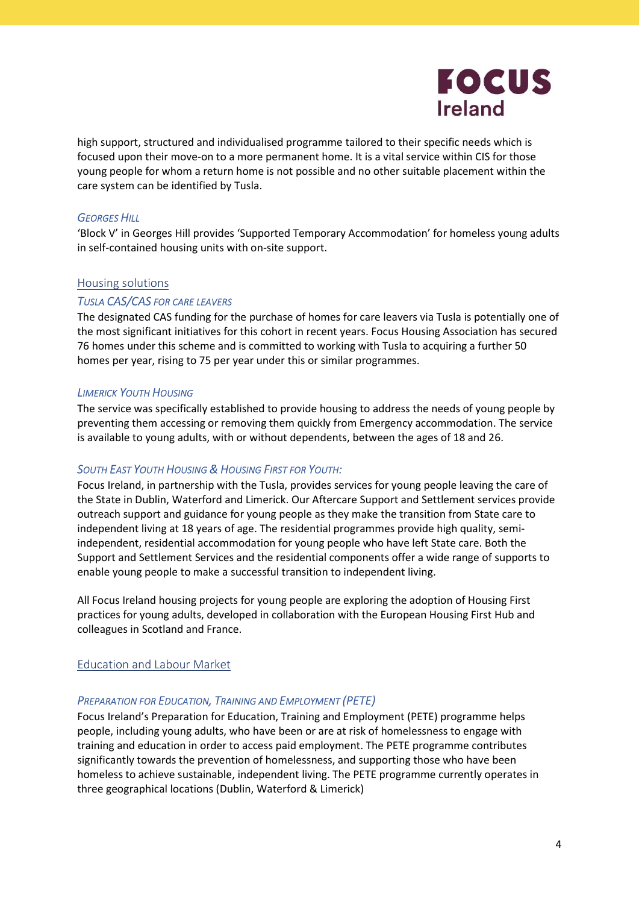high support, structured and individualised programme tailored to their specific needs which is focused upon their move-on to a more permanent home. It is a vital service within CIS for those young people for whom a return home is not possible and no other suitable placement within the care system can be identified by Tusla.

#### *Georges Hill*

'Block V' in Georges Hill provides 'Supported Temporary Accommodation' for homeless young adults in self-contained housing units with on-site support.

### Housing solutions

#### *Tusla CAS/CAS for care leavers*

The designated CAS funding for the purchase of homes for care leavers via Tusla is potentially one of the most significant initiatives for this cohort in recent years. Focus Housing Association has secured 76 homes under this scheme and is committed to working with Tusla to acquiring a further 50 homes per year, rising to 75 per year under this or similar programmes.

#### *Limerick Youth Housing*

The service was specifically established to provide housing to address the needs of young people by preventing them accessing or removing them quickly from Emergency accommodation. The service is available to young adults, with or without dependents, between the ages of 18 and 26.

#### *South East Youth Housing & Housing First for Youth:*

Focus Ireland, in partnership with the Tusla, provides services for young people leaving the care of the State in Dublin, Waterford and Limerick. Our Aftercare Support and Settlement services provide outreach support and guidance for young people as they make the transition from State care to independent living at 18 years of age. The residential programmes provide high quality, semi-independent, residential accommodation for young people who have left State care. Both the Support and Settlement Services and the residential components offer a wide range of supports to enable young people to make a successful transition to independent living.

All Focus Ireland housing projects for young people are exploring the adoption of Housing First practices for young adults, developed in collaboration with the European Housing First Hub and colleagues in Scotland and France.

### Education and Labour Market

#### *Preparation for Education, Training and Employment (PETE)*

Focus Ireland's Preparation for Education, Training and Employment (PETE) programme helps people, including young adults, who have been or are at risk of homelessness to engage with training and education in order to access paid employment. The PETE programme contributes significantly towards the prevention of homelessness, and supporting those who have been homeless to achieve sustainable, independent living. The PETE programme currently operates in three geographical locations (Dublin, Waterford & Limerick)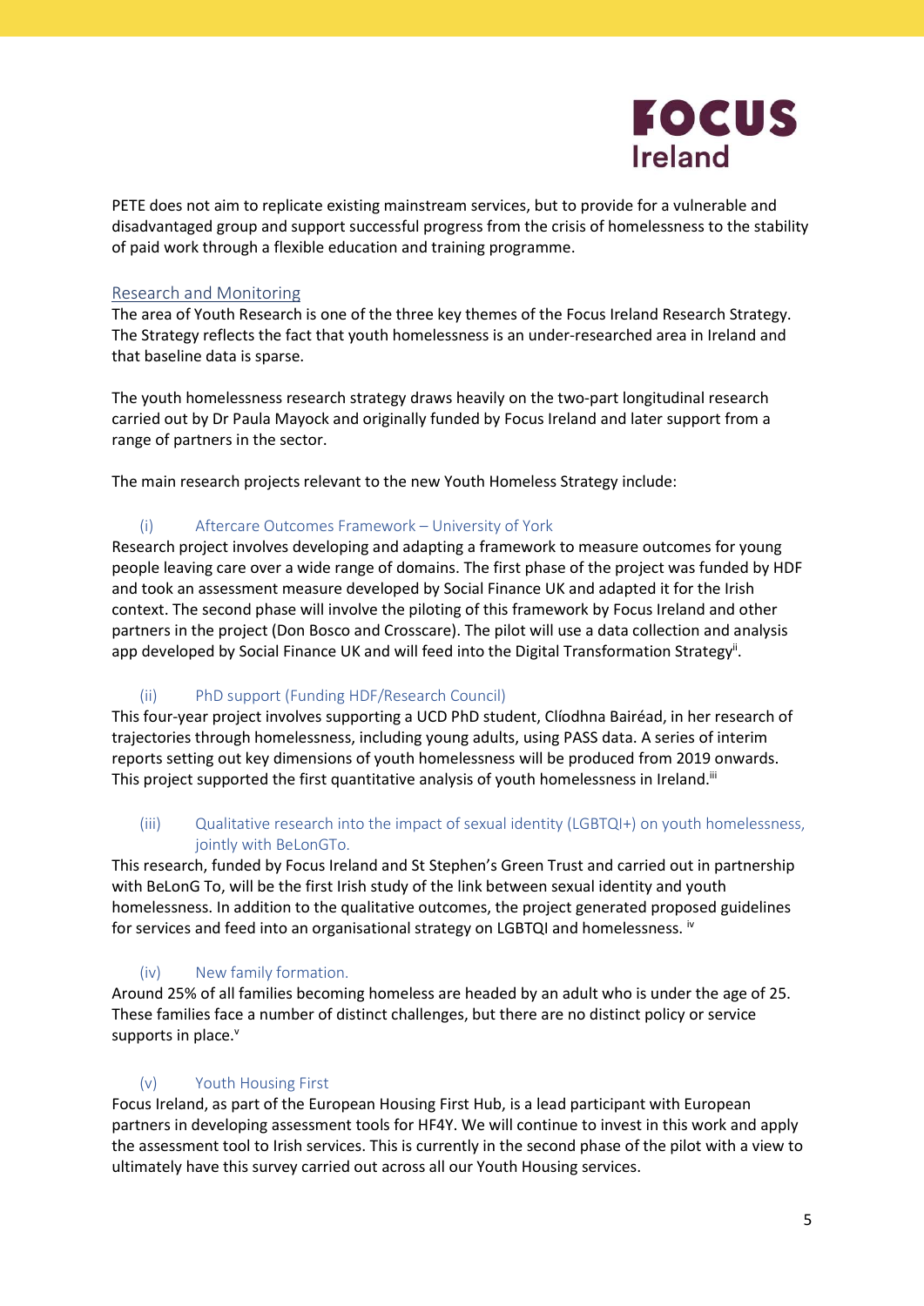PETE does not aim to replicate existing mainstream services, but to provide for a vulnerable and disadvantaged group and support successful progress from the crisis of homelessness to the stability of paid work through a flexible education and training programme.

## Research and Monitoring

The area of Youth Research is one of the three key themes of the Focus Ireland Research Strategy. The Strategy reflects the fact that youth homelessness is an under-researched area in Ireland and that baseline data is sparse.

The youth homelessness research strategy draws heavily on the two-part longitudinal research carried out by Dr Paula Mayock and originally funded by Focus Ireland and later support from a range of partners in the sector.

The main research projects relevant to the new Youth Homeless Strategy include:

### (i) Aftercare Outcomes Framework – University of York

Research project involves developing and adapting a framework to measure outcomes for young people leaving care over a wide range of domains. The first phase of the project was funded by HDF and took an assessment measure developed by Social Finance UK and adapted it for the Irish context. The second phase will involve the piloting of this framework by Focus Ireland and other partners in the project (Don Bosco and Crosscare). The pilot will use a data collection and analysis app developed by Social Finance UK and will feed into the Digital Transformation Strategy[ii].

### (ii) PhD support (Funding HDF/Research Council)

This four-year project involves supporting a UCD PhD student, Clíodhna Bairéad, in her research of trajectories through homelessness, including young adults, using PASS data. A series of interim reports setting out key dimensions of youth homelessness will be produced from 2019 onwards. This project supported the first quantitative analysis of youth homelessness in Ireland.[iii]

### (iii) Qualitative research into the impact of sexual identity (LGBTQI+) on youth homelessness, jointly with BeLonGTo.

This research, funded by Focus Ireland and St Stephen's Green Trust and carried out in partnership with BeLonG To, will be the first Irish study of the link between sexual identity and youth homelessness. In addition to the qualitative outcomes, the project generated proposed guidelines for services and feed into an organisational strategy on LGBTQI and homelessness. [iv]

### (iv) New family formation.

Around 25% of all families becoming homeless are headed by an adult who is under the age of 25. These families face a number of distinct challenges, but there are no distinct policy or service supports in place.[v]

### (v) Youth Housing First

Focus Ireland, as part of the European Housing First Hub, is a lead participant with European partners in developing assessment tools for HF4Y. We will continue to invest in this work and apply the assessment tool to Irish services. This is currently in the second phase of the pilot with a view to ultimately have this survey carried out across all our Youth Housing services.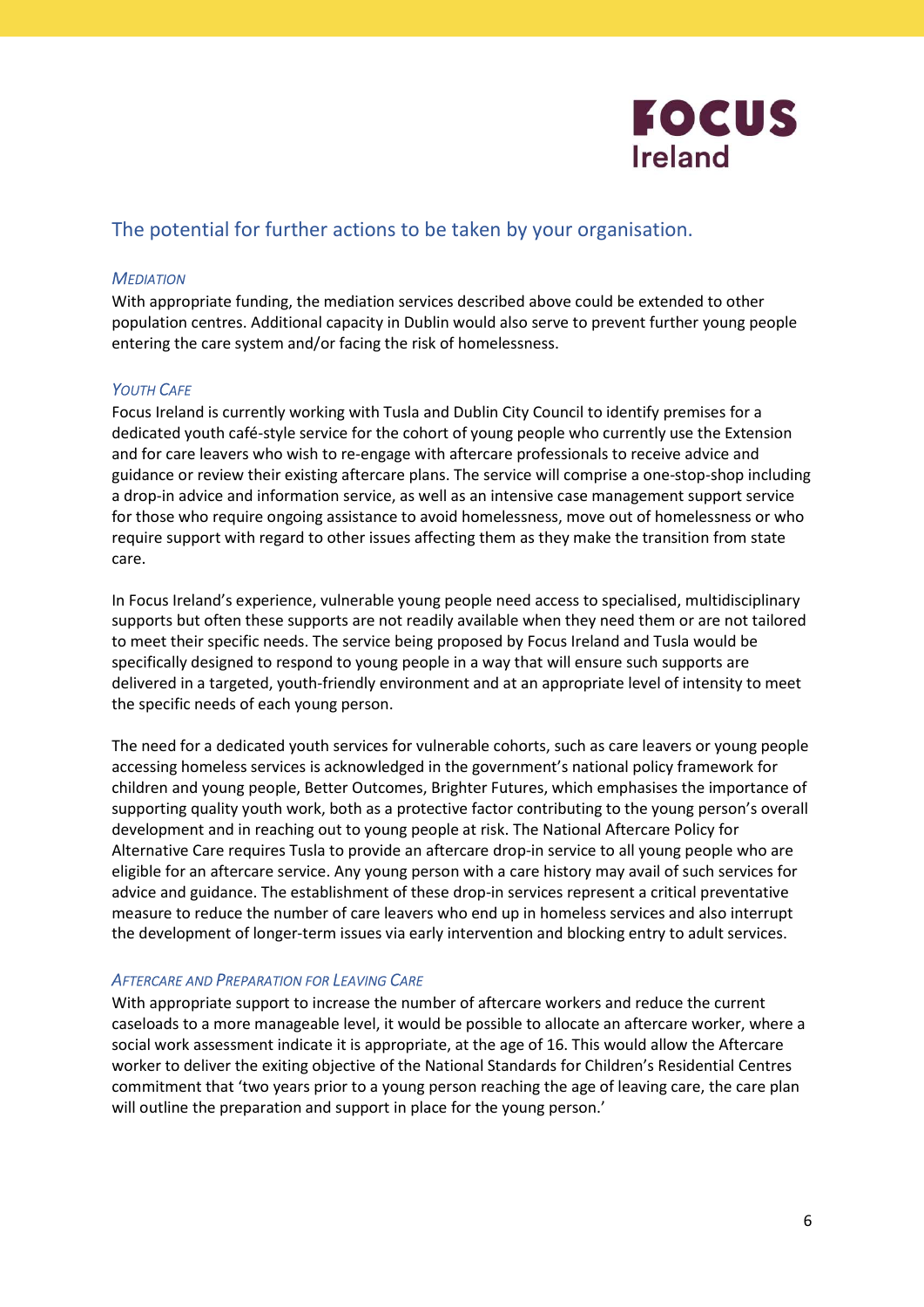## The potential for further actions to be taken by your organisation.

### *Mediation*

With appropriate funding, the mediation services described above could be extended to other population centres. Additional capacity in Dublin would also serve to prevent further young people entering the care system and/or facing the risk of homelessness.

### *Youth Cafe*

Focus Ireland is currently working with Tusla and Dublin City Council to identify premises for a dedicated youth café-style service for the cohort of young people who currently use the Extension and for care leavers who wish to re-engage with aftercare professionals to receive advice and guidance or review their existing aftercare plans. The service will comprise a one-stop-shop including a drop-in advice and information service, as well as an intensive case management support service for those who require ongoing assistance to avoid homelessness, move out of homelessness or who require support with regard to other issues affecting them as they make the transition from state care.

In Focus Ireland's experience, vulnerable young people need access to specialised, multidisciplinary supports but often these supports are not readily available when they need them or are not tailored to meet their specific needs. The service being proposed by Focus Ireland and Tusla would be specifically designed to respond to young people in a way that will ensure such supports are delivered in a targeted, youth-friendly environment and at an appropriate level of intensity to meet the specific needs of each young person.

The need for a dedicated youth services for vulnerable cohorts, such as care leavers or young people accessing homeless services is acknowledged in the government's national policy framework for children and young people, Better Outcomes, Brighter Futures, which emphasises the importance of supporting quality youth work, both as a protective factor contributing to the young person's overall development and in reaching out to young people at risk. The National Aftercare Policy for Alternative Care requires Tusla to provide an aftercare drop-in service to all young people who are eligible for an aftercare service. Any young person with a care history may avail of such services for advice and guidance. The establishment of these drop-in services represent a critical preventative measure to reduce the number of care leavers who end up in homeless services and also interrupt the development of longer-term issues via early intervention and blocking entry to adult services.

### *Aftercare and Preparation for Leaving Care*

With appropriate support to increase the number of aftercare workers and reduce the current caseloads to a more manageable level, it would be possible to allocate an aftercare worker, where a social work assessment indicate it is appropriate, at the age of 16. This would allow the Aftercare worker to deliver the exiting objective of the National Standards for Children's Residential Centres commitment that 'two years prior to a young person reaching the age of leaving care, the care plan will outline the preparation and support in place for the young person.'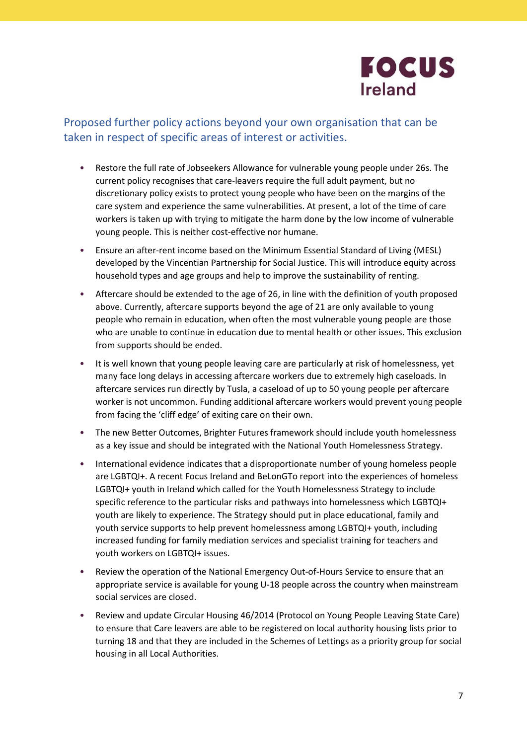## Proposed further policy actions beyond your own organisation that can be taken in respect of specific areas of interest or activities.

- Restore the full rate of Jobseekers Allowance for vulnerable young people under 26s. The current policy recognises that care-leavers require the full adult payment, but no discretionary policy exists to protect young people who have been on the margins of the care system and experience the same vulnerabilities. At present, a lot of the time of care workers is taken up with trying to mitigate the harm done by the low income of vulnerable young people. This is neither cost-effective nor humane.
- Ensure an after-rent income based on the Minimum Essential Standard of Living (MESL) developed by the Vincentian Partnership for Social Justice. This will introduce equity across household types and age groups and help to improve the sustainability of renting.
- Aftercare should be extended to the age of 26, in line with the definition of youth proposed above. Currently, aftercare supports beyond the age of 21 are only available to young people who remain in education, when often the most vulnerable young people are those who are unable to continue in education due to mental health or other issues. This exclusion from supports should be ended.
- It is well known that young people leaving care are particularly at risk of homelessness, yet many face long delays in accessing aftercare workers due to extremely high caseloads. In aftercare services run directly by Tusla, a caseload of up to 50 young people per aftercare worker is not uncommon. Funding additional aftercare workers would prevent young people from facing the 'cliff edge' of exiting care on their own.
- The new Better Outcomes, Brighter Futures framework should include youth homelessness as a key issue and should be integrated with the National Youth Homelessness Strategy.
- International evidence indicates that a disproportionate number of young homeless people are LGBTQI+. A recent Focus Ireland and BeLonGTo report into the experiences of homeless LGBTQI+ youth in Ireland which called for the Youth Homelessness Strategy to include specific reference to the particular risks and pathways into homelessness which LGBTQI+ youth are likely to experience. The Strategy should put in place educational, family and youth service supports to help prevent homelessness among LGBTQI+ youth, including increased funding for family mediation services and specialist training for teachers and youth workers on LGBTQI+ issues.
- Review the operation of the National Emergency Out-of-Hours Service to ensure that an appropriate service is available for young U-18 people across the country when mainstream social services are closed.
- Review and update Circular Housing 46/2014 (Protocol on Young People Leaving State Care) to ensure that Care leavers are able to be registered on local authority housing lists prior to turning 18 and that they are included in the Schemes of Lettings as a priority group for social housing in all Local Authorities.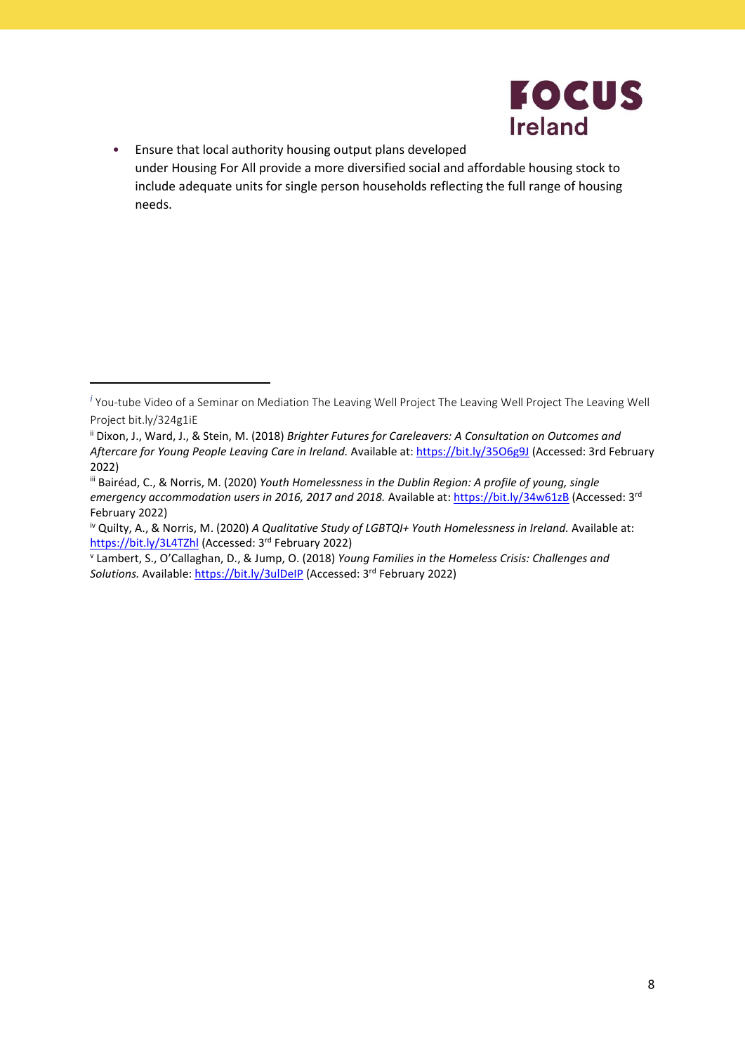- Ensure that local authority housing output plans developed under Housing For All provide a more diversified social and affordable housing stock to include adequate units for single person households reflecting the full range of housing needs.

---

[i] You-tube Video of a Seminar on Mediation The Leaving Well Project The Leaving Well Project The Leaving Well Project bit.ly/324g1iE

[ii] Dixon, J., Ward, J., & Stein, M. (2018) *Brighter Futures for Careleavers: A Consultation on Outcomes and Aftercare for Young People Leaving Care in Ireland.* Available at: https://bit.ly/35O6g9J (Accessed: 3rd February 2022)

[iii] Bairéad, C., & Norris, M. (2020) *Youth Homelessness in the Dublin Region: A profile of young, single emergency accommodation users in 2016, 2017 and 2018.* Available at: https://bit.ly/34w61zB (Accessed: 3rd February 2022)

[iv] Quilty, A., & Norris, M. (2020) *A Qualitative Study of LGBTQI+ Youth Homelessness in Ireland.* Available at: https://bit.ly/3L4TZhl (Accessed: 3rd February 2022)

[v] Lambert, S., O'Callaghan, D., & Jump, O. (2018) *Young Families in the Homeless Crisis: Challenges and Solutions.* Available: https://bit.ly/3ulDeIP (Accessed: 3rd February 2022)